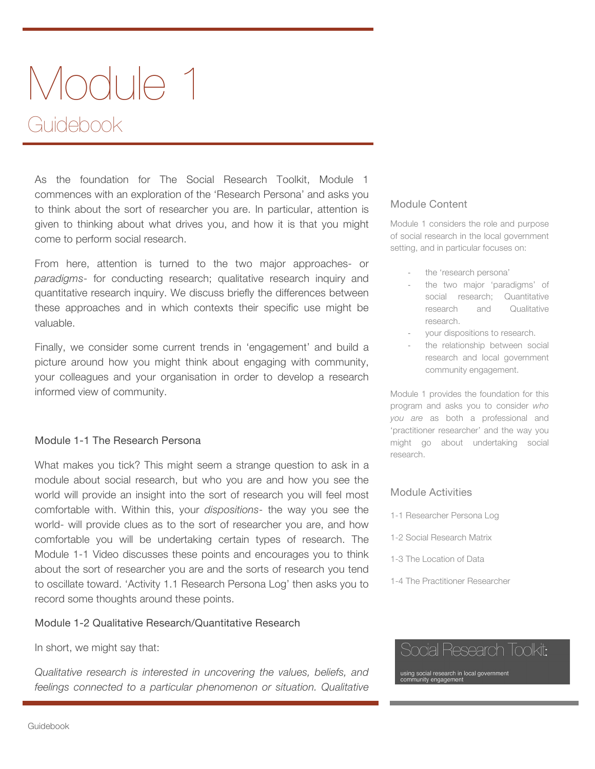# Module 1

## Guidebook

As the foundation for The Social Research Toolkit, Module 1 commences with an exploration of the 'Research Persona' and asks you to think about the sort of researcher you are. In particular, attention is given to thinking about what drives you, and how it is that you might come to perform social research.

From here, attention is turned to the two major approaches- or *paradigms*- for conducting research; qualitative research inquiry and quantitative research inquiry. We discuss briefly the differences between these approaches and in which contexts their specific use might be valuable.

Finally, we consider some current trends in 'engagement' and build a picture around how you might think about engaging with community, your colleagues and your organisation in order to develop a research informed view of community.

### Module Content

Module 1 considers the role and purpose of social research in the local government setting, and in particular focuses on:

- the 'research persona'
- the two major 'paradigms' of social research; Quantitative research and Qualitative research.
- your dispositions to research.
- the relationship between social research and local government community engagement.

Module 1 provides the foundation for this program and asks you to consider *who you are* as both a professional and 'practitioner researcher' and the way you might go about undertaking social research.

### Module Activities

1-1 Researcher Persona Log

1-2 Social Research Matrix

1-3 The Location of Data

1-4 The Practitioner Researcher

Social Research Toolkit:

using social research in local government community engagement

### Module 1-1 The Research Persona

What makes you tick? This might seem a strange question to ask in a module about social research, but who you are and how you see the world will provide an insight into the sort of research you will feel most comfortable with. Within this, your *dispositions*- the way you see the world- will provide clues as to the sort of researcher you are, and how comfortable you will be undertaking certain types of research. The Module 1-1 Video discusses these points and encourages you to think about the sort of researcher you are and the sorts of research you tend to oscillate toward. 'Activity 1.1 Research Persona Log' then asks you to record some thoughts around these points.

### Module 1-2 Qualitative Research/Quantitative Research

In short, we might say that:

*Qualitative research is interested in uncovering the values, beliefs, and feelings connected to a particular phenomenon or situation. Qualitative*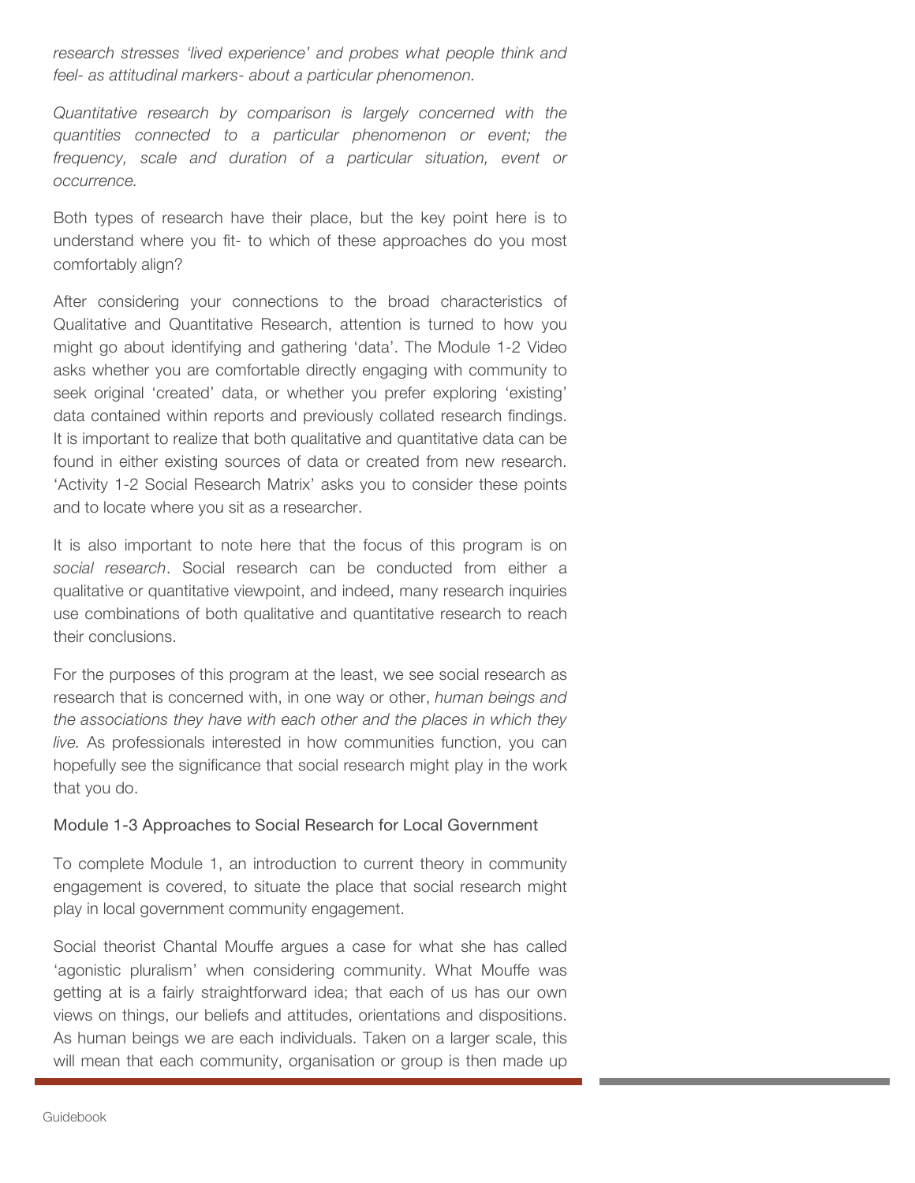*research stresses 'lived experience' and probes what people think and feel- as attitudinal markers- about a particular phenomenon.*

*Quantitative research by comparison is largely concerned with the quantities connected to a particular phenomenon or event; the frequency, scale and duration of a particular situation, event or occurrence.*

Both types of research have their place, but the key point here is to understand where you fit- to which of these approaches do you most comfortably align?

After considering your connections to the broad characteristics of Qualitative and Quantitative Research, attention is turned to how you might go about identifying and gathering 'data'. The Module 1-2 Video asks whether you are comfortable directly engaging with community to seek original 'created' data, or whether you prefer exploring 'existing' data contained within reports and previously collated research findings. It is important to realize that both qualitative and quantitative data can be found in either existing sources of data or created from new research. 'Activity 1-2 Social Research Matrix' asks you to consider these points and to locate where you sit as a researcher.

It is also important to note here that the focus of this program is on *social research*. Social research can be conducted from either a qualitative or quantitative viewpoint, and indeed, many research inquiries use combinations of both qualitative and quantitative research to reach their conclusions.

For the purposes of this program at the least, we see social research as research that is concerned with, in one way or other, *human beings and the associations they have with each other and the places in which they live.* As professionals interested in how communities function, you can hopefully see the significance that social research might play in the work that you do.

### Module 1-3 Approaches to Social Research for Local Government

To complete Module 1, an introduction to current theory in community engagement is covered, to situate the place that social research might play in local government community engagement.

Social theorist Chantal Mouffe argues a case for what she has called 'agonistic pluralism' when considering community. What Mouffe was getting at is a fairly straightforward idea; that each of us has our own views on things, our beliefs and attitudes, orientations and dispositions. As human beings we are each individuals. Taken on a larger scale, this will mean that each community, organisation or group is then made up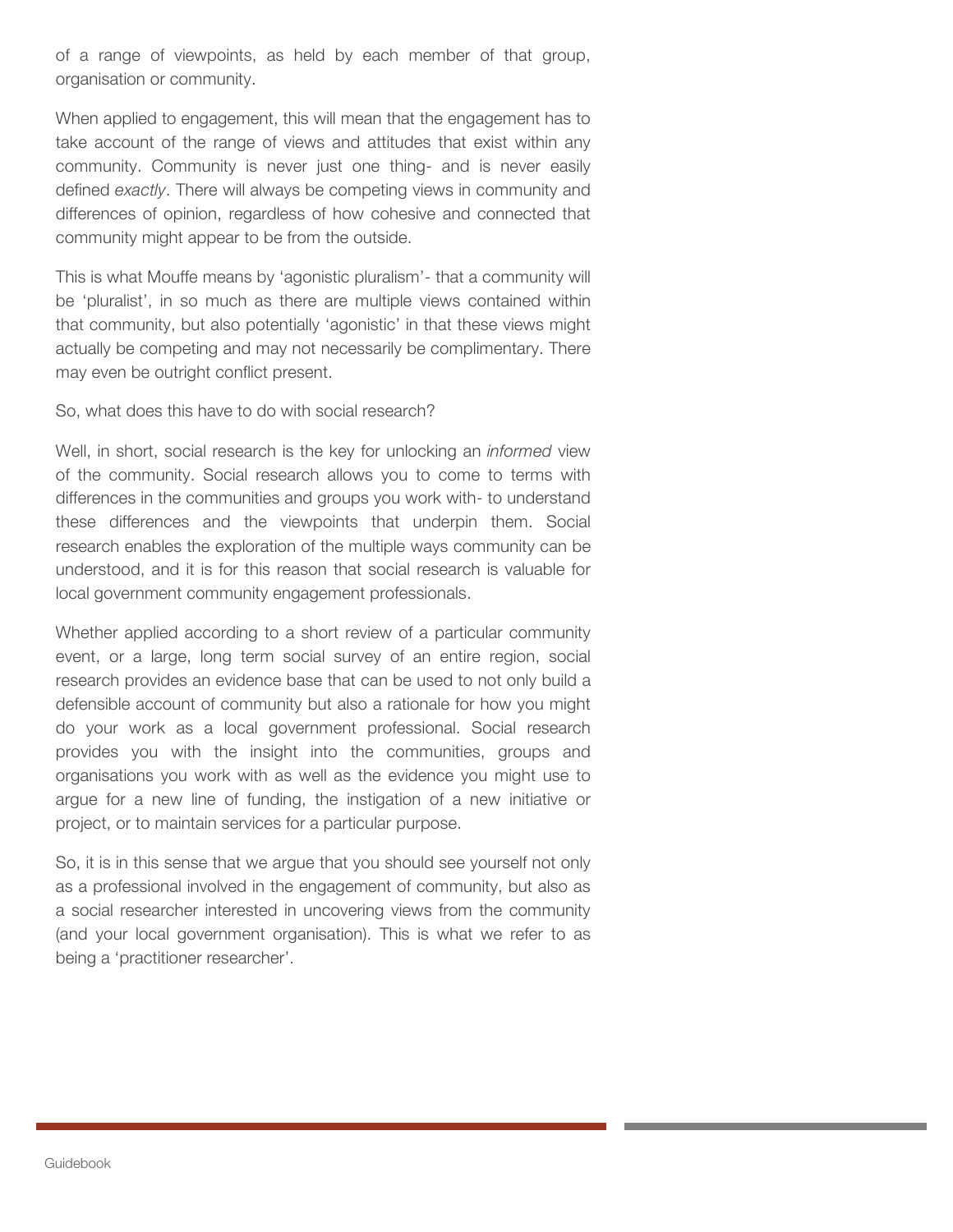of a range of viewpoints, as held by each member of that group, organisation or community.

When applied to engagement, this will mean that the engagement has to take account of the range of views and attitudes that exist within any community. Community is never just one thing- and is never easily defined *exactly*. There will always be competing views in community and differences of opinion, regardless of how cohesive and connected that community might appear to be from the outside.

This is what Mouffe means by 'agonistic pluralism'- that a community will be 'pluralist', in so much as there are multiple views contained within that community, but also potentially 'agonistic' in that these views might actually be competing and may not necessarily be complimentary. There may even be outright conflict present.

So, what does this have to do with social research?

Well, in short, social research is the key for unlocking an *informed* view of the community. Social research allows you to come to terms with differences in the communities and groups you work with- to understand these differences and the viewpoints that underpin them. Social research enables the exploration of the multiple ways community can be understood, and it is for this reason that social research is valuable for local government community engagement professionals.

Whether applied according to a short review of a particular community event, or a large, long term social survey of an entire region, social research provides an evidence base that can be used to not only build a defensible account of community but also a rationale for how you might do your work as a local government professional. Social research provides you with the insight into the communities, groups and organisations you work with as well as the evidence you might use to argue for a new line of funding, the instigation of a new initiative or project, or to maintain services for a particular purpose.

So, it is in this sense that we argue that you should see yourself not only as a professional involved in the engagement of community, but also as a social researcher interested in uncovering views from the community (and your local government organisation). This is what we refer to as being a 'practitioner researcher'.